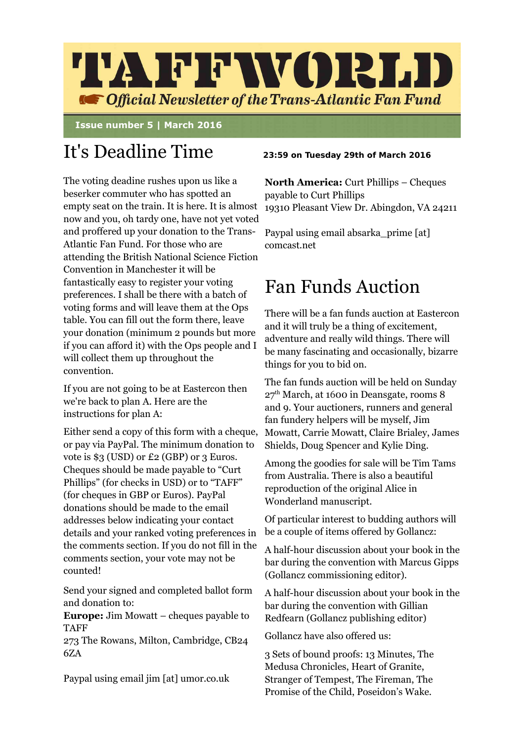# TAFFWORLD

*Official Newsletter of the Trans-Atlantic Fan Fund*

**Issue number 5 | March 2016**

## It's Deadline Time

**23:59 on Tuesday 29th of March 2016**

The voting deadine rushes upon us like a beserker commuter who has spotted an empty seat on the train. It is here. It is almost now and you, oh tardy one, have not yet voted and proffered up your donation to the Trans-Atlantic Fan Fund. For those who are attending the British National Science Fiction Convention in Manchester it will be fantastically easy to register your voting preferences. I shall be there with a batch of voting forms and will leave them at the Ops table. You can fill out the form there, leave your donation (minimum 2 pounds but more if you can afford it) with the Ops people and I will collect them up throughout the convention.

If you are not going to be at Eastercon then we're back to plan A. Here are the instructions for plan A:

Either send a copy of this form with a cheque, or pay via PayPal. The minimum donation to vote is $3 (USD) or £2 (GBP) or 3 Euros. Cheques should be made payable to "Curt Phillips" (for checks in USD) or to "TAFF" (for cheques in GBP or Euros). PayPal donations should be made to the email addresses below indicating your contact details and your ranked voting preferences in the comments section. If you do not fill in the comments section, your vote may not be counted!

Send your signed and completed ballot form and donation to:
**Europe:** Jim Mowatt – cheques payable to TAFF
273 The Rowans, Milton, Cambridge, CB24 6ZA

Paypal using email jim [at] umor.co.uk

**North America:** Curt Phillips – Cheques payable to Curt Phillips
19310 Pleasant View Dr. Abingdon, VA 24211

Paypal using email absarka_prime [at] comcast.net

## Fan Funds Auction

There will be a fan funds auction at Eastercon and it will truly be a thing of excitement, adventure and really wild things. There will be many fascinating and occasionally, bizarre things for you to bid on.

The fan funds auction will be held on Sunday 27th March, at 1600 in Deansgate, rooms 8 and 9. Your auctioners, runners and general fan fundery helpers will be myself, Jim Mowatt, Carrie Mowatt, Claire Brialey, James Shields, Doug Spencer and Kylie Ding.

Among the goodies for sale will be Tim Tams from Australia. There is also a beautiful reproduction of the original Alice in Wonderland manuscript.

Of particular interest to budding authors will be a couple of items offered by Gollancz:

A half-hour discussion about your book in the bar during the convention with Marcus Gipps (Gollancz commissioning editor).

A half-hour discussion about your book in the bar during the convention with Gillian Redfearn (Gollancz publishing editor)

Gollancz have also offered us:

3 Sets of bound proofs: 13 Minutes, The Medusa Chronicles, Heart of Granite, Stranger of Tempest, The Fireman, The Promise of the Child, Poseidon's Wake.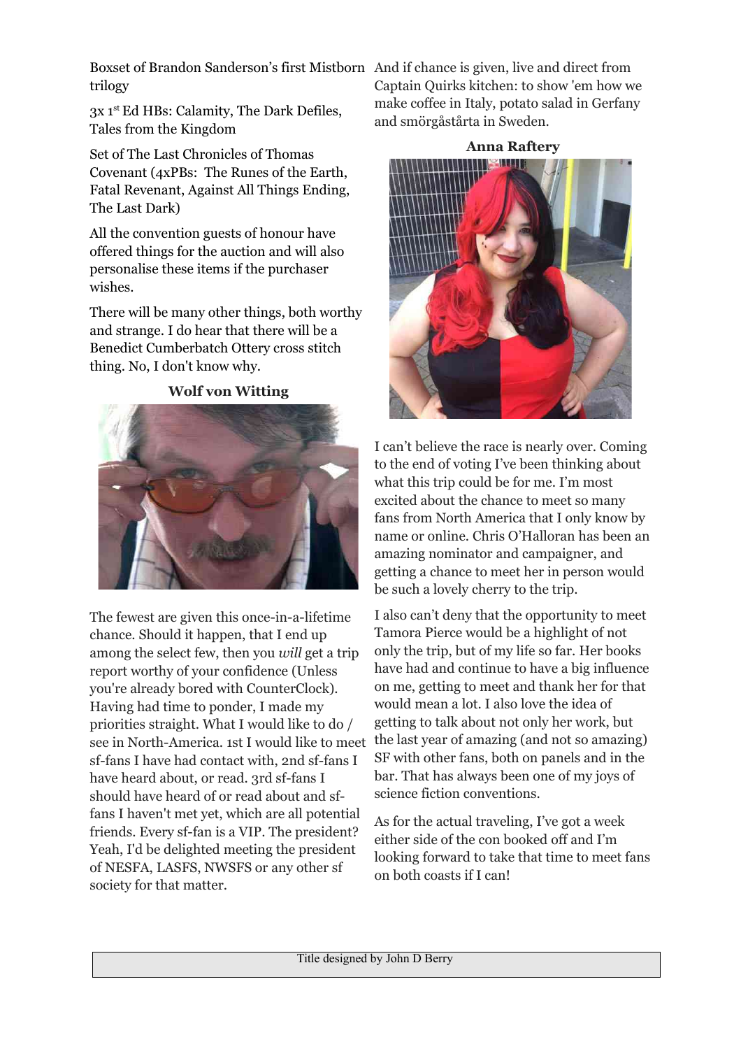Boxset of Brandon Sanderson's first Mistborn trilogy

3x 1st Ed HBs: Calamity, The Dark Defiles, Tales from the Kingdom

Set of The Last Chronicles of Thomas Covenant (4xPBs: The Runes of the Earth, Fatal Revenant, Against All Things Ending, The Last Dark)

All the convention guests of honour have offered things for the auction and will also personalise these items if the purchaser wishes.

There will be many other things, both worthy and strange. I do hear that there will be a Benedict Cumberbatch Ottery cross stitch thing. No, I don't know why.

**Wolf von Witting**

The fewest are given this once-in-a-lifetime chance. Should it happen, that I end up among the select few, then you *will* get a trip report worthy of your confidence (Unless you're already bored with CounterClock). Having had time to ponder, I made my priorities straight. What I would like to do / see in North-America. 1st I would like to meet sf-fans I have had contact with, 2nd sf-fans I have heard about, or read. 3rd sf-fans I should have heard of or read about and sf-fans I haven't met yet, which are all potential friends. Every sf-fan is a VIP. The president? Yeah, I'd be delighted meeting the president of NESFA, LASFS, NWSFS or any other sf society for that matter.

And if chance is given, live and direct from Captain Quirks kitchen: to show 'em how we make coffee in Italy, potato salad in Gerfany and smörgåstårta in Sweden.

**Anna Raftery**

I can't believe the race is nearly over. Coming to the end of voting I've been thinking about what this trip could be for me. I'm most excited about the chance to meet so many fans from North America that I only know by name or online. Chris O'Halloran has been an amazing nominator and campaigner, and getting a chance to meet her in person would be such a lovely cherry to the trip.

I also can't deny that the opportunity to meet Tamora Pierce would be a highlight of not only the trip, but of my life so far. Her books have had and continue to have a big influence on me, getting to meet and thank her for that would mean a lot. I also love the idea of getting to talk about not only her work, but the last year of amazing (and not so amazing) SF with other fans, both on panels and in the bar. That has always been one of my joys of science fiction conventions.

As for the actual traveling, I've got a week either side of the con booked off and I'm looking forward to take that time to meet fans on both coasts if I can!

Title designed by John D Berry